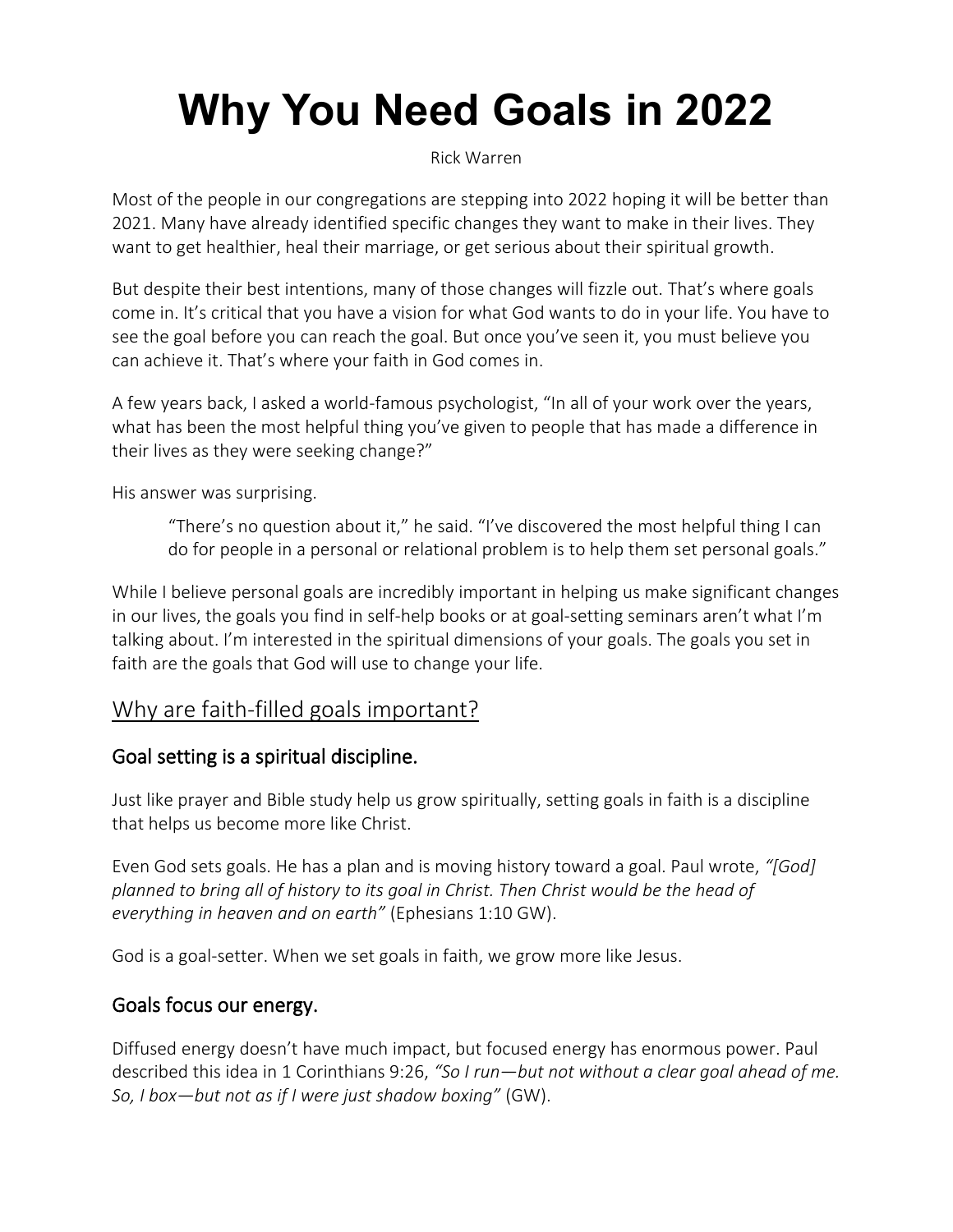# Why You Need Goals in 2022

Rick Warren

Most of the people in our congregations are stepping into 2022 hoping it will be better than 2021. Many have already identified specific changes they want to make in their lives. They want to get healthier, heal their marriage, or get serious about their spiritual growth.

But despite their best intentions, many of those changes will fizzle out. That's where goals come in. It's critical that you have a vision for what God wants to do in your life. You have to see the goal before you can reach the goal. But once you've seen it, you must believe you can achieve it. That's where your faith in God comes in.

A few years back, I asked a world-famous psychologist, "In all of your work over the years, what has been the most helpful thing you've given to people that has made a difference in their lives as they were seeking change?"

His answer was surprising.

> "There's no question about it," he said. "I've discovered the most helpful thing I can do for people in a personal or relational problem is to help them set personal goals."

While I believe personal goals are incredibly important in helping us make significant changes in our lives, the goals you find in self-help books or at goal-setting seminars aren't what I'm talking about. I'm interested in the spiritual dimensions of your goals. The goals you set in faith are the goals that God will use to change your life.

## Why are faith-filled goals important?

### Goal setting is a spiritual discipline.

Just like prayer and Bible study help us grow spiritually, setting goals in faith is a discipline that helps us become more like Christ.

Even God sets goals. He has a plan and is moving history toward a goal. Paul wrote, *"[God] planned to bring all of history to its goal in Christ. Then Christ would be the head of everything in heaven and on earth"* (Ephesians 1:10 GW).

God is a goal-setter. When we set goals in faith, we grow more like Jesus.

### Goals focus our energy.

Diffused energy doesn't have much impact, but focused energy has enormous power. Paul described this idea in 1 Corinthians 9:26, *"So I run—but not without a clear goal ahead of me. So, I box—but not as if I were just shadow boxing"* (GW).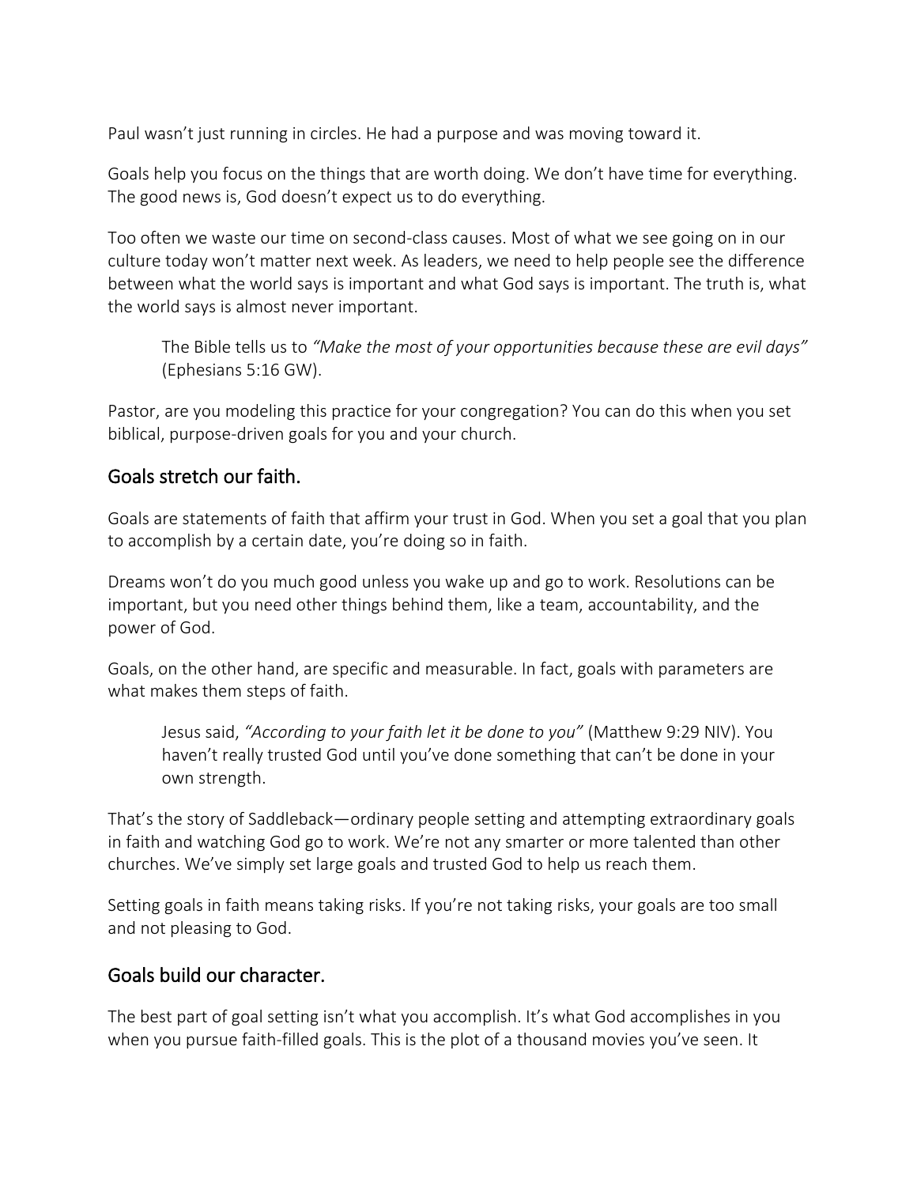Paul wasn't just running in circles. He had a purpose and was moving toward it.

Goals help you focus on the things that are worth doing. We don't have time for everything. The good news is, God doesn't expect us to do everything.

Too often we waste our time on second-class causes. Most of what we see going on in our culture today won't matter next week. As leaders, we need to help people see the difference between what the world says is important and what God says is important. The truth is, what the world says is almost never important.

> The Bible tells us to *"Make the most of your opportunities because these are evil days"* (Ephesians 5:16 GW).

Pastor, are you modeling this practice for your congregation? You can do this when you set biblical, purpose-driven goals for you and your church.

## Goals stretch our faith.

Goals are statements of faith that affirm your trust in God. When you set a goal that you plan to accomplish by a certain date, you're doing so in faith.

Dreams won't do you much good unless you wake up and go to work. Resolutions can be important, but you need other things behind them, like a team, accountability, and the power of God.

Goals, on the other hand, are specific and measurable. In fact, goals with parameters are what makes them steps of faith.

> Jesus said, *"According to your faith let it be done to you"* (Matthew 9:29 NIV). You haven't really trusted God until you've done something that can't be done in your own strength.

That's the story of Saddleback—ordinary people setting and attempting extraordinary goals in faith and watching God go to work. We're not any smarter or more talented than other churches. We've simply set large goals and trusted God to help us reach them.

Setting goals in faith means taking risks. If you're not taking risks, your goals are too small and not pleasing to God.

## Goals build our character.

The best part of goal setting isn't what you accomplish. It's what God accomplishes in you when you pursue faith-filled goals. This is the plot of a thousand movies you've seen. It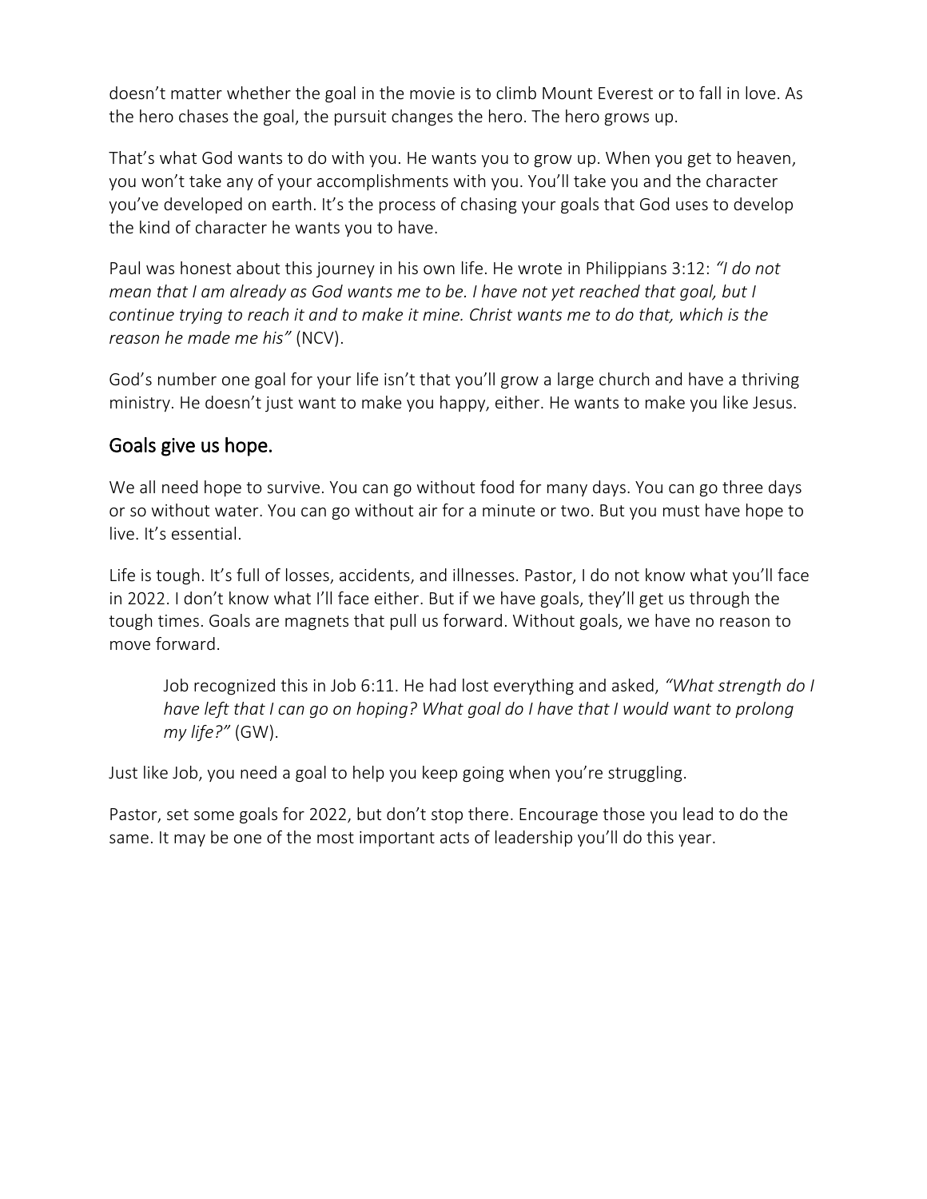doesn't matter whether the goal in the movie is to climb Mount Everest or to fall in love. As the hero chases the goal, the pursuit changes the hero. The hero grows up.

That's what God wants to do with you. He wants you to grow up. When you get to heaven, you won't take any of your accomplishments with you. You'll take you and the character you've developed on earth. It's the process of chasing your goals that God uses to develop the kind of character he wants you to have.

Paul was honest about this journey in his own life. He wrote in Philippians 3:12: *"I do not mean that I am already as God wants me to be. I have not yet reached that goal, but I continue trying to reach it and to make it mine. Christ wants me to do that, which is the reason he made me his"* (NCV).

God's number one goal for your life isn't that you'll grow a large church and have a thriving ministry. He doesn't just want to make you happy, either. He wants to make you like Jesus.

## Goals give us hope.

We all need hope to survive. You can go without food for many days. You can go three days or so without water. You can go without air for a minute or two. But you must have hope to live. It's essential.

Life is tough. It's full of losses, accidents, and illnesses. Pastor, I do not know what you'll face in 2022. I don't know what I'll face either. But if we have goals, they'll get us through the tough times. Goals are magnets that pull us forward. Without goals, we have no reason to move forward.

> Job recognized this in Job 6:11. He had lost everything and asked, *"What strength do I have left that I can go on hoping? What goal do I have that I would want to prolong my life?"* (GW).

Just like Job, you need a goal to help you keep going when you're struggling.

Pastor, set some goals for 2022, but don't stop there. Encourage those you lead to do the same. It may be one of the most important acts of leadership you'll do this year.